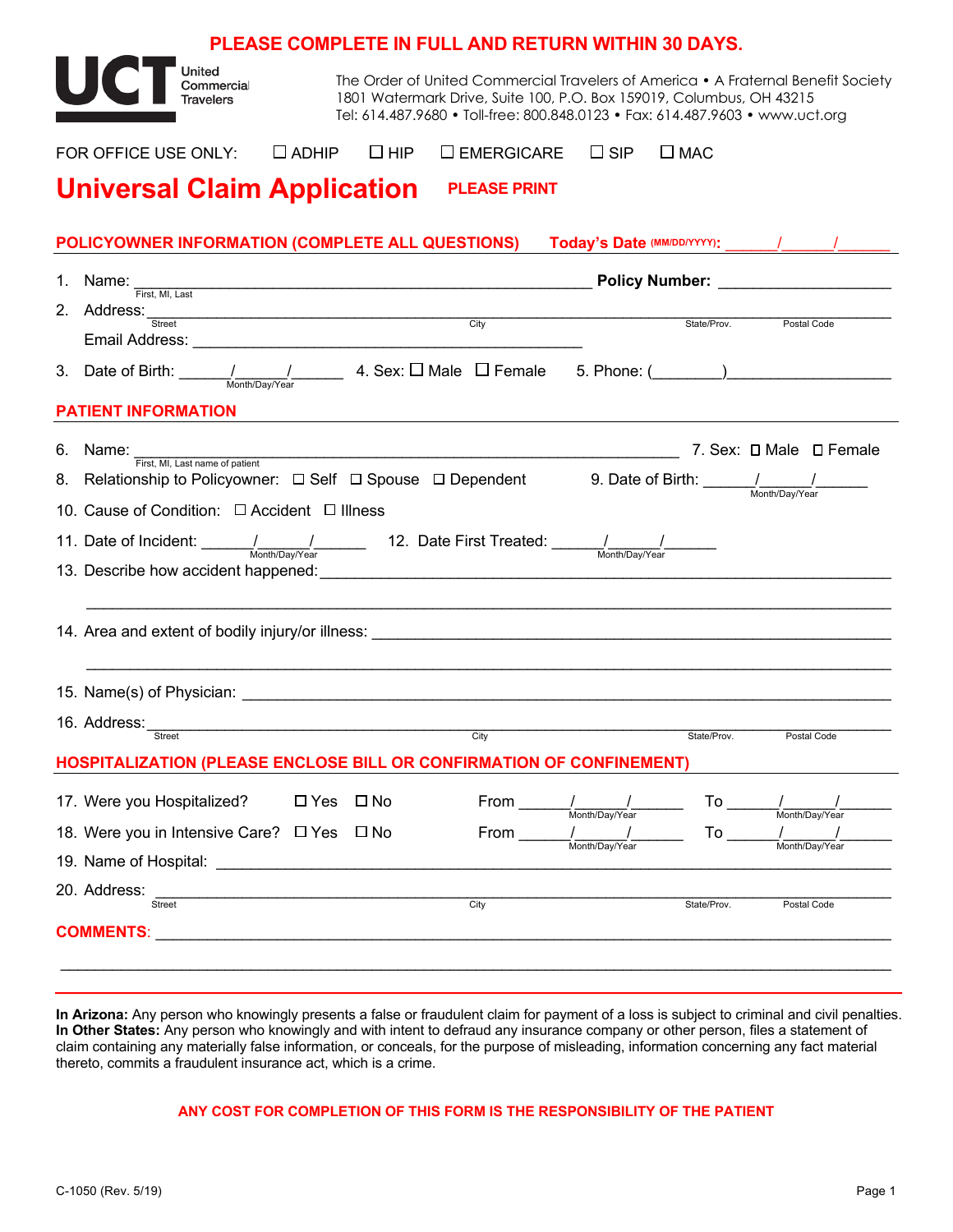**PLEASE COMPLETE IN FULL AND RETURN WITHIN 30 DAYS.**

UCT United Commercial Travelers

The Order of United Commercial Travelers of America • A Fraternal Benefit Society
1801 Watermark Drive, Suite 100, P.O. Box 159019, Columbus, OH 43215
Tel: 614.487.9680 • Toll-free: 800.848.0123 • Fax: 614.487.9603 • www.uct.org

FOR OFFICE USE ONLY: ☐ ADHIP ☐ HIP ☐ EMERGICARE ☐ SIP ☐ MAC

# Universal Claim Application

**PLEASE PRINT**

## POLICYOWNER INFORMATION (COMPLETE ALL QUESTIONS)

**Today's Date (MM/DD/YYYY):** ______/______/______

1. Name: ________________________________________ (First, MI, Last) **Policy Number:** ____________________
2. Address: ________________________________________ (Street, City, State/Prov., Postal Code)
   Email Address: ________________________________________
3. Date of Birth: ______/______/______ (Month/Day/Year) 4. Sex: ☐ Male ☐ Female 5. Phone: (________)____________________

## PATIENT INFORMATION

6. Name: ________________________________________ (First, MI, Last name of patient) 7. Sex: ☐ Male ☐ Female
8. Relationship to Policyowner: ☐ Self ☐ Spouse ☐ Dependent 9. Date of Birth: ______/______/______ (Month/Day/Year)
10. Cause of Condition: ☐ Accident ☐ Illness
11. Date of Incident: ______/______/______ (Month/Day/Year) 12. Date First Treated: ______/______/______ (Month/Day/Year)
13. Describe how accident happened: ________________________________________
14. Area and extent of bodily injury/or illness: ________________________________________
15. Name(s) of Physician: ________________________________________
16. Address: ________________________________________ (Street, City, State/Prov., Postal Code)

## HOSPITALIZATION (PLEASE ENCLOSE BILL OR CONFIRMATION OF CONFINEMENT)

17. Were you Hospitalized? ☐ Yes ☐ No From ______/______/______ (Month/Day/Year) To ______/______/______ (Month/Day/Year)
18. Were you in Intensive Care? ☐ Yes ☐ No From ______/______/______ (Month/Day/Year) To ______/______/______ (Month/Day/Year)
19. Name of Hospital: ________________________________________
20. Address: ________________________________________ (Street, City, State/Prov., Postal Code)

**COMMENTS**: ________________________________________

**In Arizona:** Any person who knowingly presents a false or fraudulent claim for payment of a loss is subject to criminal and civil penalties.
**In Other States:** Any person who knowingly and with intent to defraud any insurance company or other person, files a statement of claim containing any materially false information, or conceals, for the purpose of misleading, information concerning any fact material thereto, commits a fraudulent insurance act, which is a crime.

**ANY COST FOR COMPLETION OF THIS FORM IS THE RESPONSIBILITY OF THE PATIENT**

C-1050 (Rev. 5/19)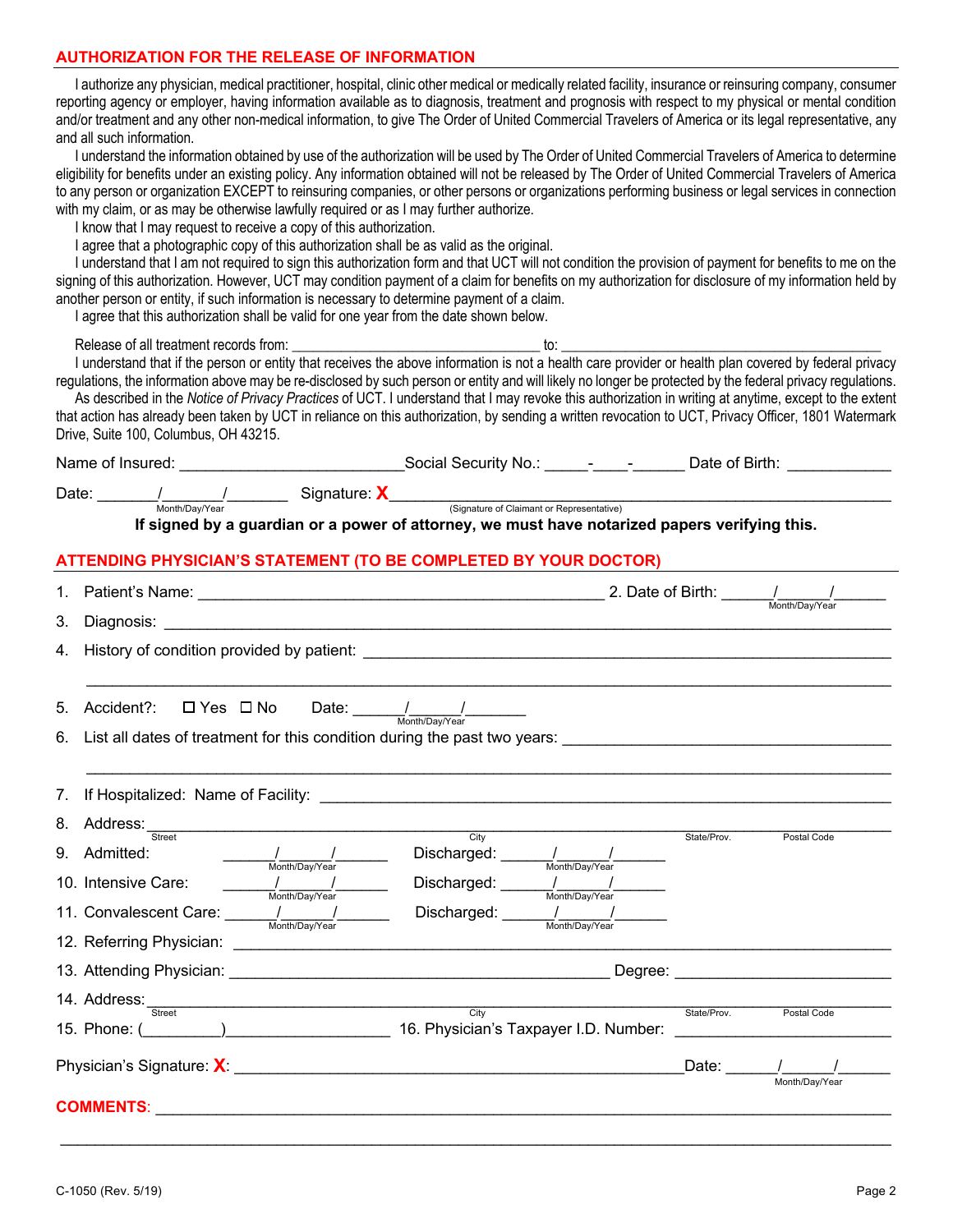## AUTHORIZATION FOR THE RELEASE OF INFORMATION

I authorize any physician, medical practitioner, hospital, clinic other medical or medically related facility, insurance or reinsuring company, consumer reporting agency or employer, having information available as to diagnosis, treatment and prognosis with respect to my physical or mental condition and/or treatment and any other non-medical information, to give The Order of United Commercial Travelers of America or its legal representative, any and all such information.

I understand the information obtained by use of the authorization will be used by The Order of United Commercial Travelers of America to determine eligibility for benefits under an existing policy. Any information obtained will not be released by The Order of United Commercial Travelers of America to any person or organization EXCEPT to reinsuring companies, or other persons or organizations performing business or legal services in connection with my claim, or as may be otherwise lawfully required or as I may further authorize.

I know that I may request to receive a copy of this authorization.

I agree that a photographic copy of this authorization shall be as valid as the original.

I understand that I am not required to sign this authorization form and that UCT will not condition the provision of payment for benefits to me on the signing of this authorization. However, UCT may condition payment of a claim for benefits on my authorization for disclosure of my information held by another person or entity, if such information is necessary to determine payment of a claim.

I agree that this authorization shall be valid for one year from the date shown below.

Release of all treatment records from: ________________________________ to: ___________________________________________

I understand that if the person or entity that receives the above information is not a health care provider or health plan covered by federal privacy regulations, the information above may be re-disclosed by such person or entity and will likely no longer be protected by the federal privacy regulations.

As described in the *Notice of Privacy Practices* of UCT. I understand that I may revoke this authorization in writing at anytime, except to the extent that action has already been taken by UCT in reliance on this authorization, by sending a written revocation to UCT, Privacy Officer, 1801 Watermark Drive, Suite 100, Columbus, OH 43215.

Name of Insured: __________________________ Social Security No.: _____-____-______ Date of Birth: ____________

Date: _______/_______/_______ (Month/Day/Year) Signature: X__________________________________________ (Signature of Claimant or Representative)

**If signed by a guardian or a power of attorney, we must have notarized papers verifying this.**

## ATTENDING PHYSICIAN'S STATEMENT (TO BE COMPLETED BY YOUR DOCTOR)

1. Patient's Name: ______________________________________________ 2. Date of Birth: _____/_____/_____ (Month/Day/Year)
3. Diagnosis: ________________________________________________________________________________
4. History of condition provided by patient: _________________________________________________________

   ____________________________________________________________________________________________
5. Accident?: ☐ Yes ☐ No Date: ______/______/_______ (Month/Day/Year)
6. List all dates of treatment for this condition during the past two years: _____________________________________

   ____________________________________________________________________________________________
7. If Hospitalized: Name of Facility: ______________________________________________________________
8. Address: ________________________________________________________________________________
   (Street / City / State/Prov. / Postal Code)
9. Admitted: ______/______/______ (Month/Day/Year) Discharged: ______/______/______ (Month/Day/Year)
10. Intensive Care: ______/______/______ (Month/Day/Year) Discharged: ______/______/______ (Month/Day/Year)
11. Convalescent Care: ______/______/______ (Month/Day/Year) Discharged: ______/______/______ (Month/Day/Year)
12. Referring Physician: ___________________________________________________________________________
13. Attending Physician: __________________________________________ Degree: ________________________
14. Address: ________________________________________________________________________________
    (Street / City / State/Prov. / Postal Code)
15. Phone: (_________)___________________ 16. Physician's Taxpayer I.D. Number: ________________________

Physician's Signature: X: __________________________________________________ Date: ______/______/______ (Month/Day/Year)

**COMMENTS**: ________________________________________________________________________________

____________________________________________________________________________________________

C-1050 (Rev. 5/19)